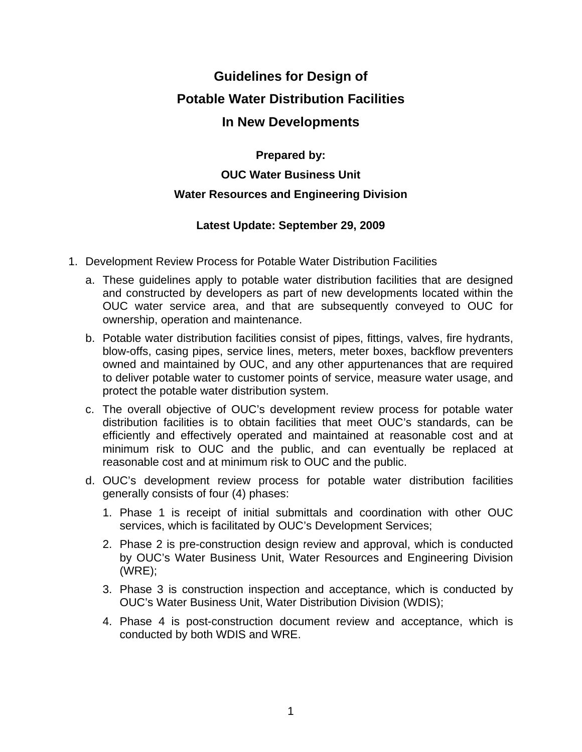# Guidelines for Design of
# Potable Water Distribution Facilities
# In New Developments

**Prepared by:**

**OUC Water Business Unit**

**Water Resources and Engineering Division**

**Latest Update: September 29, 2009**

1. Development Review Process for Potable Water Distribution Facilities

   a. These guidelines apply to potable water distribution facilities that are designed and constructed by developers as part of new developments located within the OUC water service area, and that are subsequently conveyed to OUC for ownership, operation and maintenance.

   b. Potable water distribution facilities consist of pipes, fittings, valves, fire hydrants, blow-offs, casing pipes, service lines, meters, meter boxes, backflow preventers owned and maintained by OUC, and any other appurtenances that are required to deliver potable water to customer points of service, measure water usage, and protect the potable water distribution system.

   c. The overall objective of OUC's development review process for potable water distribution facilities is to obtain facilities that meet OUC's standards, can be efficiently and effectively operated and maintained at reasonable cost and at minimum risk to OUC and the public, and can eventually be replaced at reasonable cost and at minimum risk to OUC and the public.

   d. OUC's development review process for potable water distribution facilities generally consists of four (4) phases:

      1. Phase 1 is receipt of initial submittals and coordination with other OUC services, which is facilitated by OUC's Development Services;
      2. Phase 2 is pre-construction design review and approval, which is conducted by OUC's Water Business Unit, Water Resources and Engineering Division (WRE);
      3. Phase 3 is construction inspection and acceptance, which is conducted by OUC's Water Business Unit, Water Distribution Division (WDIS);
      4. Phase 4 is post-construction document review and acceptance, which is conducted by both WDIS and WRE.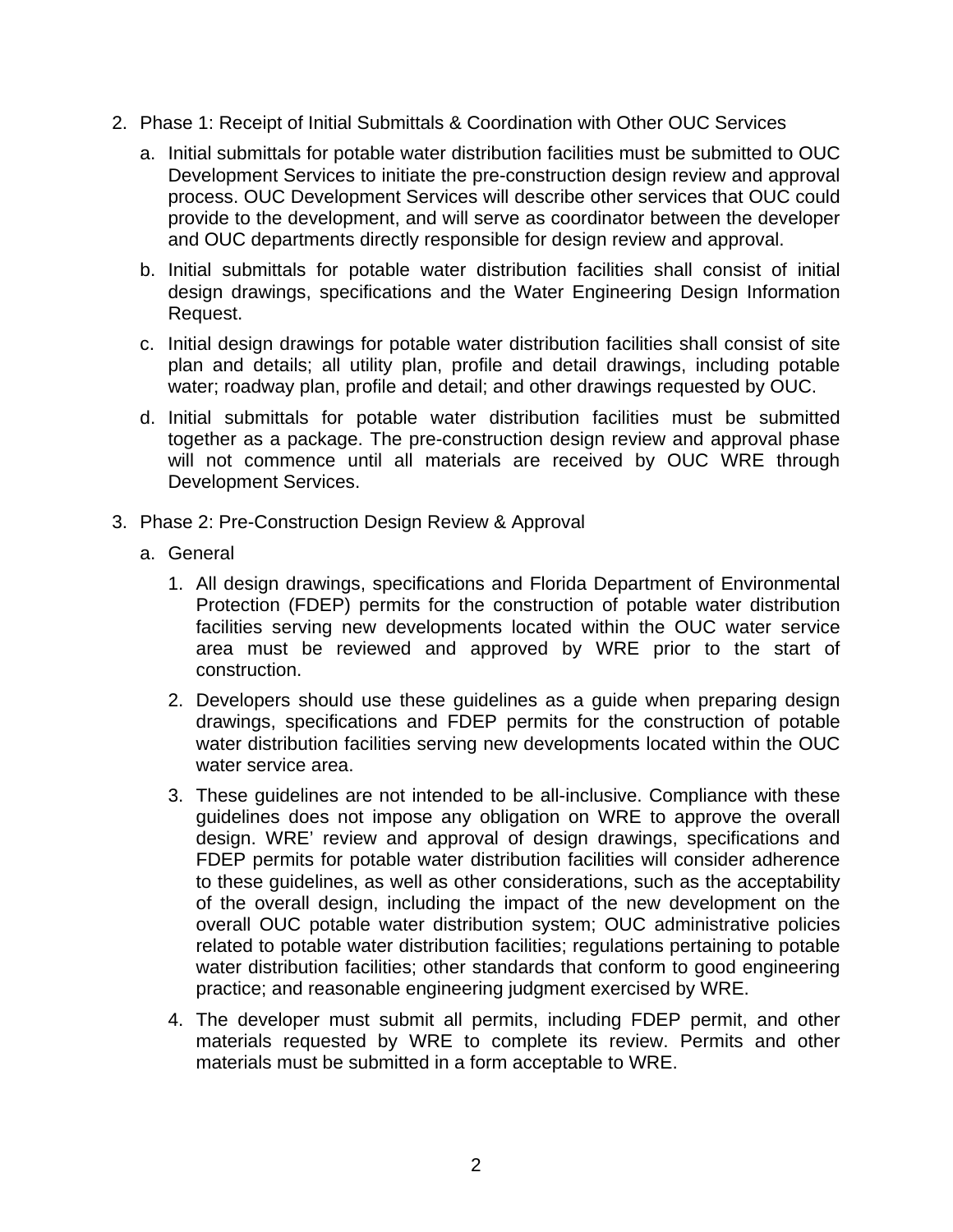2. Phase 1: Receipt of Initial Submittals & Coordination with Other OUC Services

   a. Initial submittals for potable water distribution facilities must be submitted to OUC Development Services to initiate the pre-construction design review and approval process. OUC Development Services will describe other services that OUC could provide to the development, and will serve as coordinator between the developer and OUC departments directly responsible for design review and approval.

   b. Initial submittals for potable water distribution facilities shall consist of initial design drawings, specifications and the Water Engineering Design Information Request.

   c. Initial design drawings for potable water distribution facilities shall consist of site plan and details; all utility plan, profile and detail drawings, including potable water; roadway plan, profile and detail; and other drawings requested by OUC.

   d. Initial submittals for potable water distribution facilities must be submitted together as a package. The pre-construction design review and approval phase will not commence until all materials are received by OUC WRE through Development Services.

3. Phase 2: Pre-Construction Design Review & Approval

   a. General

      1. All design drawings, specifications and Florida Department of Environmental Protection (FDEP) permits for the construction of potable water distribution facilities serving new developments located within the OUC water service area must be reviewed and approved by WRE prior to the start of construction.

      2. Developers should use these guidelines as a guide when preparing design drawings, specifications and FDEP permits for the construction of potable water distribution facilities serving new developments located within the OUC water service area.

      3. These guidelines are not intended to be all-inclusive. Compliance with these guidelines does not impose any obligation on WRE to approve the overall design. WRE' review and approval of design drawings, specifications and FDEP permits for potable water distribution facilities will consider adherence to these guidelines, as well as other considerations, such as the acceptability of the overall design, including the impact of the new development on the overall OUC potable water distribution system; OUC administrative policies related to potable water distribution facilities; regulations pertaining to potable water distribution facilities; other standards that conform to good engineering practice; and reasonable engineering judgment exercised by WRE.

      4. The developer must submit all permits, including FDEP permit, and other materials requested by WRE to complete its review. Permits and other materials must be submitted in a form acceptable to WRE.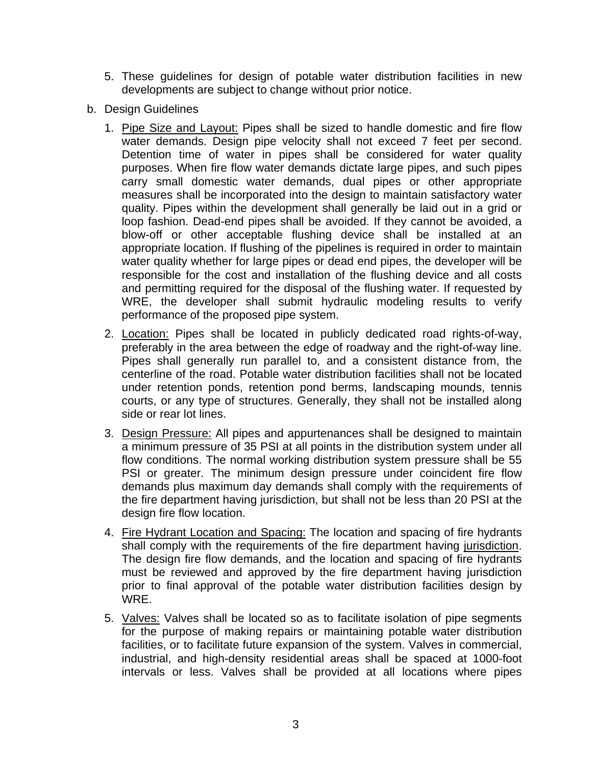5. These guidelines for design of potable water distribution facilities in new developments are subject to change without prior notice.

b. Design Guidelines

   1. Pipe Size and Layout: Pipes shall be sized to handle domestic and fire flow water demands. Design pipe velocity shall not exceed 7 feet per second. Detention time of water in pipes shall be considered for water quality purposes. When fire flow water demands dictate large pipes, and such pipes carry small domestic water demands, dual pipes or other appropriate measures shall be incorporated into the design to maintain satisfactory water quality. Pipes within the development shall generally be laid out in a grid or loop fashion. Dead-end pipes shall be avoided. If they cannot be avoided, a blow-off or other acceptable flushing device shall be installed at an appropriate location. If flushing of the pipelines is required in order to maintain water quality whether for large pipes or dead end pipes, the developer will be responsible for the cost and installation of the flushing device and all costs and permitting required for the disposal of the flushing water. If requested by WRE, the developer shall submit hydraulic modeling results to verify performance of the proposed pipe system.

   2. Location: Pipes shall be located in publicly dedicated road rights-of-way, preferably in the area between the edge of roadway and the right-of-way line. Pipes shall generally run parallel to, and a consistent distance from, the centerline of the road. Potable water distribution facilities shall not be located under retention ponds, retention pond berms, landscaping mounds, tennis courts, or any type of structures. Generally, they shall not be installed along side or rear lot lines.

   3. Design Pressure: All pipes and appurtenances shall be designed to maintain a minimum pressure of 35 PSI at all points in the distribution system under all flow conditions. The normal working distribution system pressure shall be 55 PSI or greater. The minimum design pressure under coincident fire flow demands plus maximum day demands shall comply with the requirements of the fire department having jurisdiction, but shall not be less than 20 PSI at the design fire flow location.

   4. Fire Hydrant Location and Spacing: The location and spacing of fire hydrants shall comply with the requirements of the fire department having jurisdiction. The design fire flow demands, and the location and spacing of fire hydrants must be reviewed and approved by the fire department having jurisdiction prior to final approval of the potable water distribution facilities design by WRE.

   5. Valves: Valves shall be located so as to facilitate isolation of pipe segments for the purpose of making repairs or maintaining potable water distribution facilities, or to facilitate future expansion of the system. Valves in commercial, industrial, and high-density residential areas shall be spaced at 1000-foot intervals or less. Valves shall be provided at all locations where pipes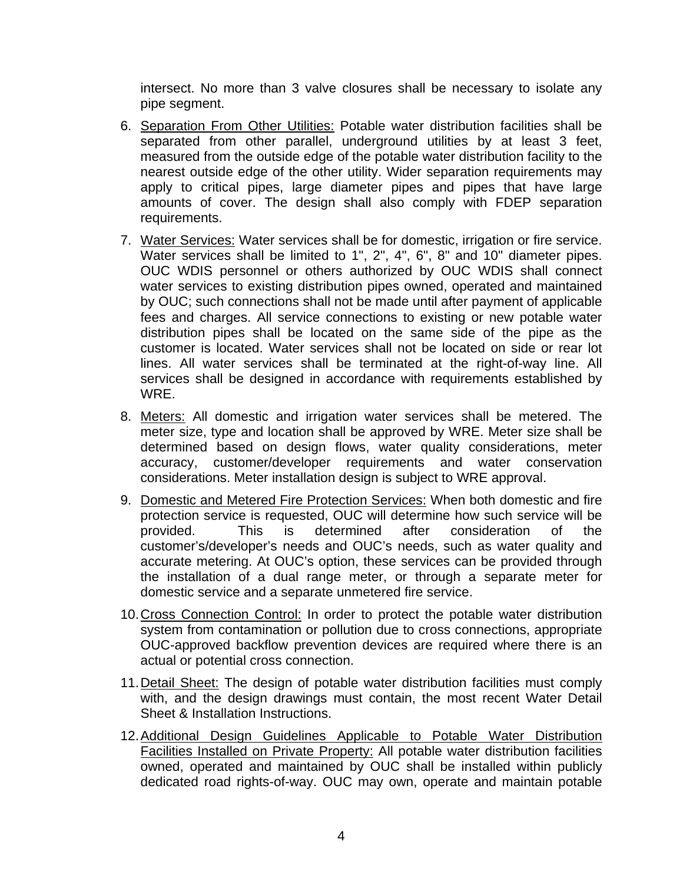intersect. No more than 3 valve closures shall be necessary to isolate any pipe segment.

6. Separation From Other Utilities: Potable water distribution facilities shall be separated from other parallel, underground utilities by at least 3 feet, measured from the outside edge of the potable water distribution facility to the nearest outside edge of the other utility. Wider separation requirements may apply to critical pipes, large diameter pipes and pipes that have large amounts of cover. The design shall also comply with FDEP separation requirements.

7. Water Services: Water services shall be for domestic, irrigation or fire service. Water services shall be limited to 1", 2", 4", 6", 8" and 10" diameter pipes. OUC WDIS personnel or others authorized by OUC WDIS shall connect water services to existing distribution pipes owned, operated and maintained by OUC; such connections shall not be made until after payment of applicable fees and charges. All service connections to existing or new potable water distribution pipes shall be located on the same side of the pipe as the customer is located. Water services shall not be located on side or rear lot lines. All water services shall be terminated at the right-of-way line. All services shall be designed in accordance with requirements established by WRE.

8. Meters: All domestic and irrigation water services shall be metered. The meter size, type and location shall be approved by WRE. Meter size shall be determined based on design flows, water quality considerations, meter accuracy, customer/developer requirements and water conservation considerations. Meter installation design is subject to WRE approval.

9. Domestic and Metered Fire Protection Services: When both domestic and fire protection service is requested, OUC will determine how such service will be provided. This is determined after consideration of the customer's/developer's needs and OUC's needs, such as water quality and accurate metering. At OUC's option, these services can be provided through the installation of a dual range meter, or through a separate meter for domestic service and a separate unmetered fire service.

10. Cross Connection Control: In order to protect the potable water distribution system from contamination or pollution due to cross connections, appropriate OUC-approved backflow prevention devices are required where there is an actual or potential cross connection.

11. Detail Sheet: The design of potable water distribution facilities must comply with, and the design drawings must contain, the most recent Water Detail Sheet & Installation Instructions.

12. Additional Design Guidelines Applicable to Potable Water Distribution Facilities Installed on Private Property: All potable water distribution facilities owned, operated and maintained by OUC shall be installed within publicly dedicated road rights-of-way. OUC may own, operate and maintain potable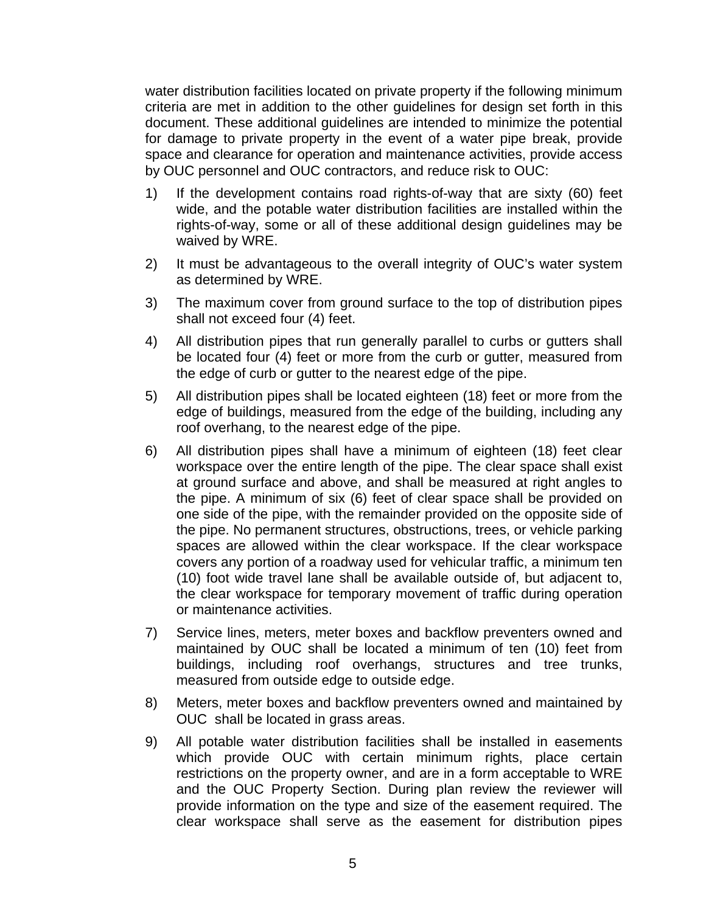water distribution facilities located on private property if the following minimum criteria are met in addition to the other guidelines for design set forth in this document. These additional guidelines are intended to minimize the potential for damage to private property in the event of a water pipe break, provide space and clearance for operation and maintenance activities, provide access by OUC personnel and OUC contractors, and reduce risk to OUC:

1) If the development contains road rights-of-way that are sixty (60) feet wide, and the potable water distribution facilities are installed within the rights-of-way, some or all of these additional design guidelines may be waived by WRE.

2) It must be advantageous to the overall integrity of OUC's water system as determined by WRE.

3) The maximum cover from ground surface to the top of distribution pipes shall not exceed four (4) feet.

4) All distribution pipes that run generally parallel to curbs or gutters shall be located four (4) feet or more from the curb or gutter, measured from the edge of curb or gutter to the nearest edge of the pipe.

5) All distribution pipes shall be located eighteen (18) feet or more from the edge of buildings, measured from the edge of the building, including any roof overhang, to the nearest edge of the pipe.

6) All distribution pipes shall have a minimum of eighteen (18) feet clear workspace over the entire length of the pipe. The clear space shall exist at ground surface and above, and shall be measured at right angles to the pipe. A minimum of six (6) feet of clear space shall be provided on one side of the pipe, with the remainder provided on the opposite side of the pipe. No permanent structures, obstructions, trees, or vehicle parking spaces are allowed within the clear workspace. If the clear workspace covers any portion of a roadway used for vehicular traffic, a minimum ten (10) foot wide travel lane shall be available outside of, but adjacent to, the clear workspace for temporary movement of traffic during operation or maintenance activities.

7) Service lines, meters, meter boxes and backflow preventers owned and maintained by OUC shall be located a minimum of ten (10) feet from buildings, including roof overhangs, structures and tree trunks, measured from outside edge to outside edge.

8) Meters, meter boxes and backflow preventers owned and maintained by OUC shall be located in grass areas.

9) All potable water distribution facilities shall be installed in easements which provide OUC with certain minimum rights, place certain restrictions on the property owner, and are in a form acceptable to WRE and the OUC Property Section. During plan review the reviewer will provide information on the type and size of the easement required. The clear workspace shall serve as the easement for distribution pipes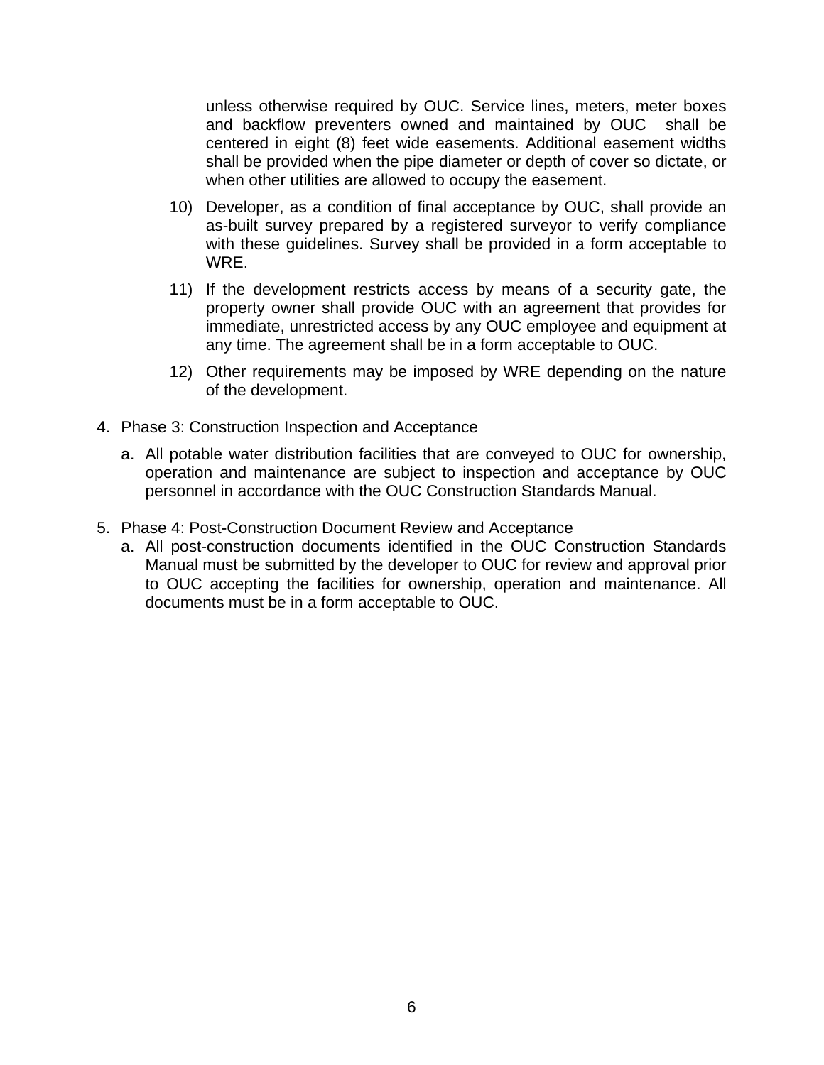unless otherwise required by OUC. Service lines, meters, meter boxes and backflow preventers owned and maintained by OUC shall be centered in eight (8) feet wide easements. Additional easement widths shall be provided when the pipe diameter or depth of cover so dictate, or when other utilities are allowed to occupy the easement.

10) Developer, as a condition of final acceptance by OUC, shall provide an as-built survey prepared by a registered surveyor to verify compliance with these guidelines. Survey shall be provided in a form acceptable to WRE.

11) If the development restricts access by means of a security gate, the property owner shall provide OUC with an agreement that provides for immediate, unrestricted access by any OUC employee and equipment at any time. The agreement shall be in a form acceptable to OUC.

12) Other requirements may be imposed by WRE depending on the nature of the development.

4. Phase 3: Construction Inspection and Acceptance

   a. All potable water distribution facilities that are conveyed to OUC for ownership, operation and maintenance are subject to inspection and acceptance by OUC personnel in accordance with the OUC Construction Standards Manual.

5. Phase 4: Post-Construction Document Review and Acceptance

   a. All post-construction documents identified in the OUC Construction Standards Manual must be submitted by the developer to OUC for review and approval prior to OUC accepting the facilities for ownership, operation and maintenance. All documents must be in a form acceptable to OUC.